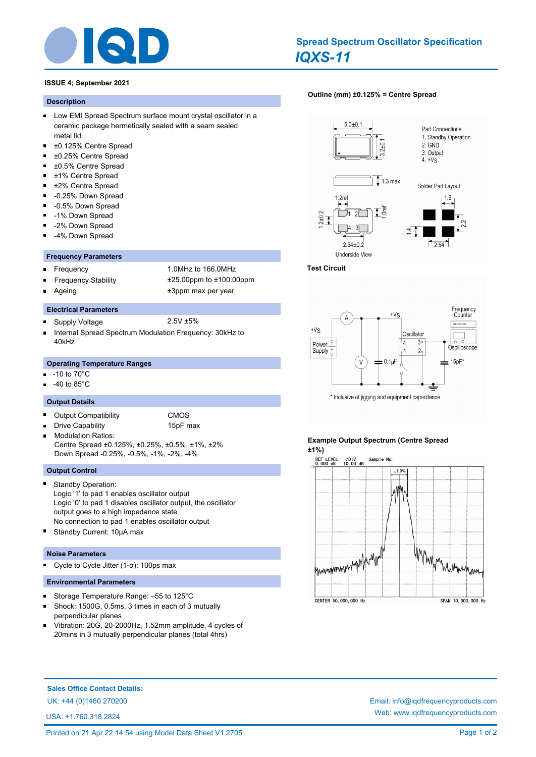# Spread Spectrum Oscillator Specification

## *IQXS-11*

**ISSUE 4; September 2021**

### Description

- Low EMI Spread Spectrum surface mount crystal oscillator in a ceramic package hermetically sealed with a seam sealed metal lid
- ±0.125% Centre Spread
- ±0.25% Centre Spread
- ±0.5% Centre Spread
- ±1% Centre Spread
- ±2% Centre Spread
- -0.25% Down Spread
- -0.5% Down Spread
- -1% Down Spread
- -2% Down Spread
- -4% Down Spread

### Frequency Parameters

- Frequency: 1.0MHz to 166.0MHz
- Frequency Stability: ±25.00ppm to ±100.00ppm
- Ageing: ±3ppm max per year

### Electrical Parameters

- Supply Voltage: 2.5V ±5%
- Internal Spread Spectrum Modulation Frequency: 30kHz to 40kHz

### Operating Temperature Ranges

- -10 to 70°C
- -40 to 85°C

### Output Details

- Output Compatibility: CMOS
- Drive Capability: 15pF max
- Modulation Ratios:
  Centre Spread ±0.125%, ±0.25%, ±0.5%, ±1%, ±2%
  Down Spread -0.25%, -0.5%, -1%, -2%, -4%

### Output Control

- Standby Operation:
  Logic '1' to pad 1 enables oscillator output
  Logic '0' to pad 1 disables oscillator output, the oscillator output goes to a high impedance state
  No connection to pad 1 enables oscillator output
- Standby Current: 10µA max

### Noise Parameters

- Cycle to Cycle Jitter (1-σ): 100ps max

### Environmental Parameters

- Storage Temperature Range: –55 to 125°C
- Shock: 1500G, 0.5ms, 3 times in each of 3 mutually perpendicular planes
- Vibration: 20G, 20-2000Hz, 1.52mm amplitude, 4 cycles of 20mins in 3 mutually perpendicular planes (total 4hrs)

**Outline (mm) ±0.125% = Centre Spread**

5.0±0.1; 3.2±0.1; 1.3 max; 1.2ref; 1.0ref; 1.2±0.2; 2.54±0.2; Underside View

Pad Connections
1. Standby Operation
2. GND
3. Output
4. +Vs

Solder Pad Layout: 1.6; 2.2; 1.4; 2.54

**Test Circuit**

+Vs; A; V; 0.1µF; Power Supply; Oscillator; Frequency Counter; Oscilloscope; 15pF*

\* Inclusive of jigging and equipment capacitance

**Example Output Spectrum (Centre Spread ±1%)**

REF LEVEL 0.000 dB; /DIV 10.00 dB; Sample No.; ±1.0%; CENTER 50,000,000 Hz; SPAN 10,000,000 Hz

**Sales Office Contact Details:**

UK: +44 (0)1460 270200

USA: +1.760.318.2824

Email: info@iqdfrequencyproducts.com

Web: www.iqdfrequencyproducts.com

Printed on 21 Apr 22 14:54 using Model Data Sheet V1.2705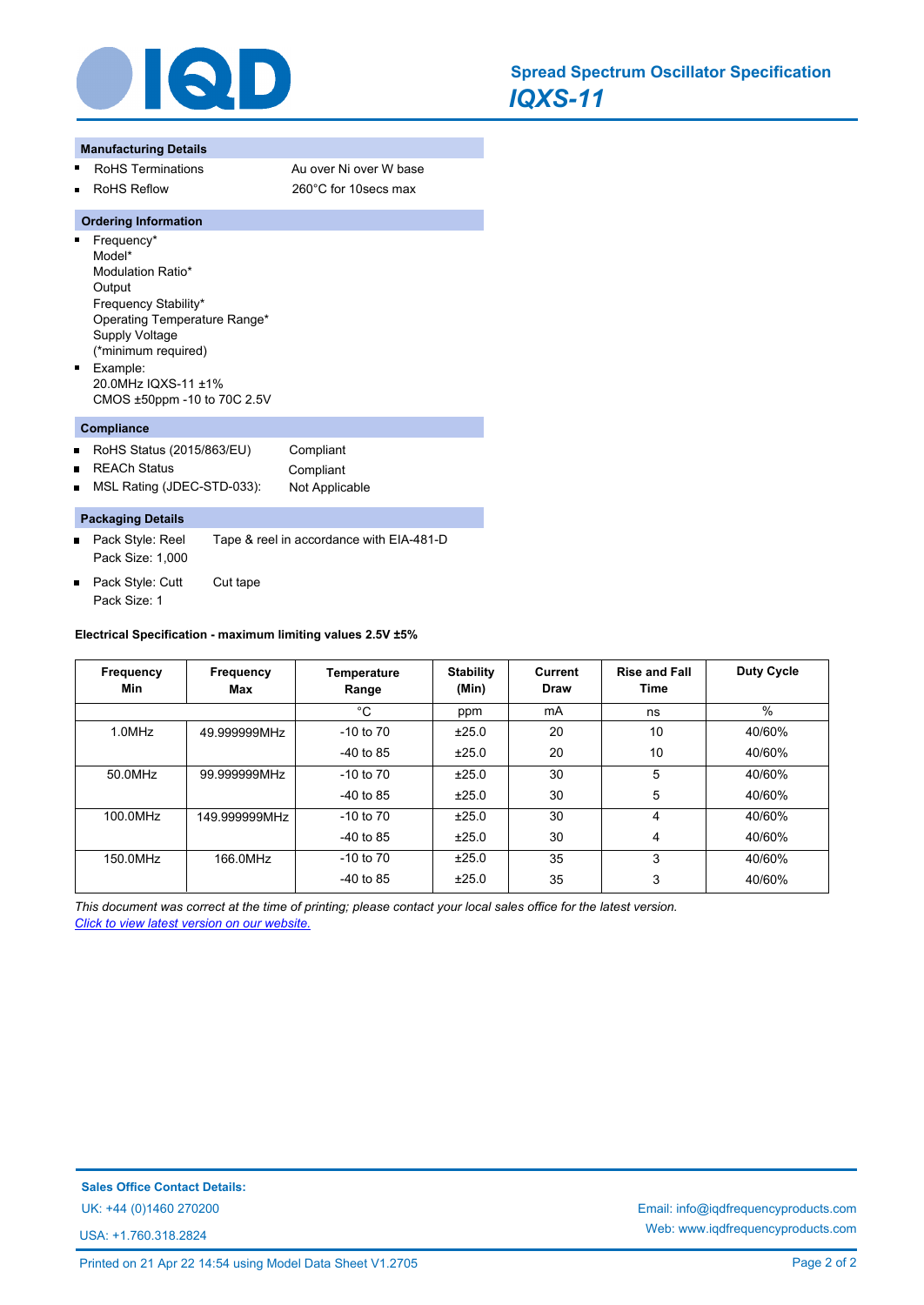# Spread Spectrum Oscillator Specification
## IQXS-11

### Manufacturing Details

- RoHS Terminations — Au over Ni over W base
- RoHS Reflow — 260°C for 10secs max

### Ordering Information

- Frequency*
  Model*
  Modulation Ratio*
  Output
  Frequency Stability*
  Operating Temperature Range*
  Supply Voltage
  (*minimum required)
- Example:
  20.0MHz IQXS-11 ±1%
  CMOS ±50ppm -10 to 70C 2.5V

### Compliance

- RoHS Status (2015/863/EU) — Compliant
- REACh Status — Compliant
- MSL Rating (JDEC-STD-033): — Not Applicable

### Packaging Details

- Pack Style: Reel — Tape & reel in accordance with EIA-481-D
  Pack Size: 1,000
- Pack Style: Cutt — Cut tape
  Pack Size: 1

**Electrical Specification - maximum limiting values 2.5V ±5%**

| Frequency Min | Frequency Max | Temperature Range | Stability (Min) | Current Draw | Rise and Fall Time | Duty Cycle |
|---|---|---|---|---|---|---|
| | | °C | ppm | mA | ns | % |
| 1.0MHz | 49.999999MHz | -10 to 70 | ±25.0 | 20 | 10 | 40/60% |
| | | -40 to 85 | ±25.0 | 20 | 10 | 40/60% |
| 50.0MHz | 99.999999MHz | -10 to 70 | ±25.0 | 30 | 5 | 40/60% |
| | | -40 to 85 | ±25.0 | 30 | 5 | 40/60% |
| 100.0MHz | 149.999999MHz | -10 to 70 | ±25.0 | 30 | 4 | 40/60% |
| | | -40 to 85 | ±25.0 | 30 | 4 | 40/60% |
| 150.0MHz | 166.0MHz | -10 to 70 | ±25.0 | 35 | 3 | 40/60% |
| | | -40 to 85 | ±25.0 | 35 | 3 | 40/60% |

*This document was correct at the time of printing; please contact your local sales office for the latest version.*
*Click to view latest version on our website.*

**Sales Office Contact Details:**

UK: +44 (0)1460 270200

USA: +1.760.318.2824

Email: info@iqdfrequencyproducts.com

Web: www.iqdfrequencyproducts.com

Printed on 21 Apr 22 14:54 using Model Data Sheet V1.2705